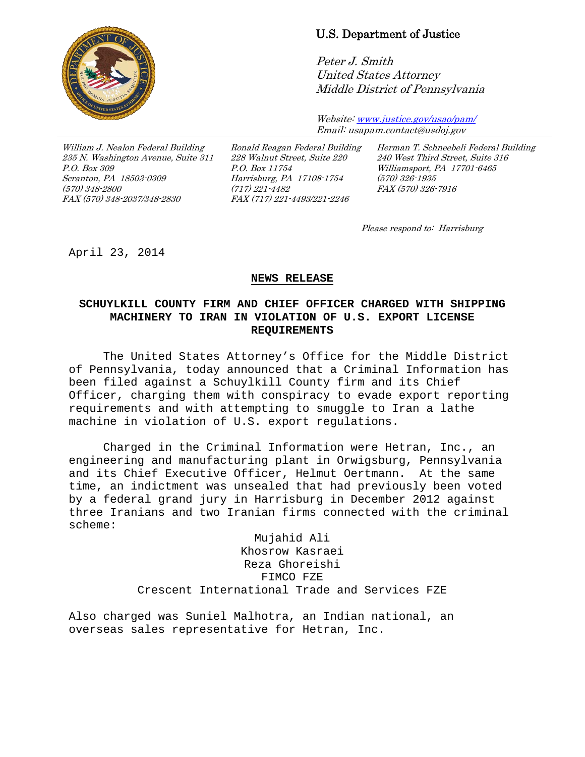U.S. Department of Justice

*Peter J. Smith*
*United States Attorney*
*Middle District of Pennsylvania*

*Website: www.justice.gov/usao/pam/*
*Email: usapam.contact@usdoj.gov*

*William J. Nealon Federal Building*
*235 N. Washington Avenue, Suite 311*
*P.O. Box 309*
*Scranton, PA 18503-0309*
*(570) 348-2800*
*FAX (570) 348-2037/348-2830*

*Ronald Reagan Federal Building*
*228 Walnut Street, Suite 220*
*P.O. Box 11754*
*Harrisburg, PA 17108-1754*
*(717) 221-4482*
*FAX (717) 221-4493/221-2246*

*Herman T. Schneebeli Federal Building*
*240 West Third Street, Suite 316*
*Williamsport, PA 17701-6465*
*(570) 326-1935*
*FAX (570) 326-7916*

*Please respond to: Harrisburg*

April 23, 2014

**NEWS RELEASE**

## SCHUYLKILL COUNTY FIRM AND CHIEF OFFICER CHARGED WITH SHIPPING MACHINERY TO IRAN IN VIOLATION OF U.S. EXPORT LICENSE REQUIREMENTS

The United States Attorney's Office for the Middle District of Pennsylvania, today announced that a Criminal Information has been filed against a Schuylkill County firm and its Chief Officer, charging them with conspiracy to evade export reporting requirements and with attempting to smuggle to Iran a lathe machine in violation of U.S. export regulations.

Charged in the Criminal Information were Hetran, Inc., an engineering and manufacturing plant in Orwigsburg, Pennsylvania and its Chief Executive Officer, Helmut Oertmann. At the same time, an indictment was unsealed that had previously been voted by a federal grand jury in Harrisburg in December 2012 against three Iranians and two Iranian firms connected with the criminal scheme:

Mujahid Ali
Khosrow Kasraei
Reza Ghoreishi
FIMCO FZE
Crescent International Trade and Services FZE

Also charged was Suniel Malhotra, an Indian national, an overseas sales representative for Hetran, Inc.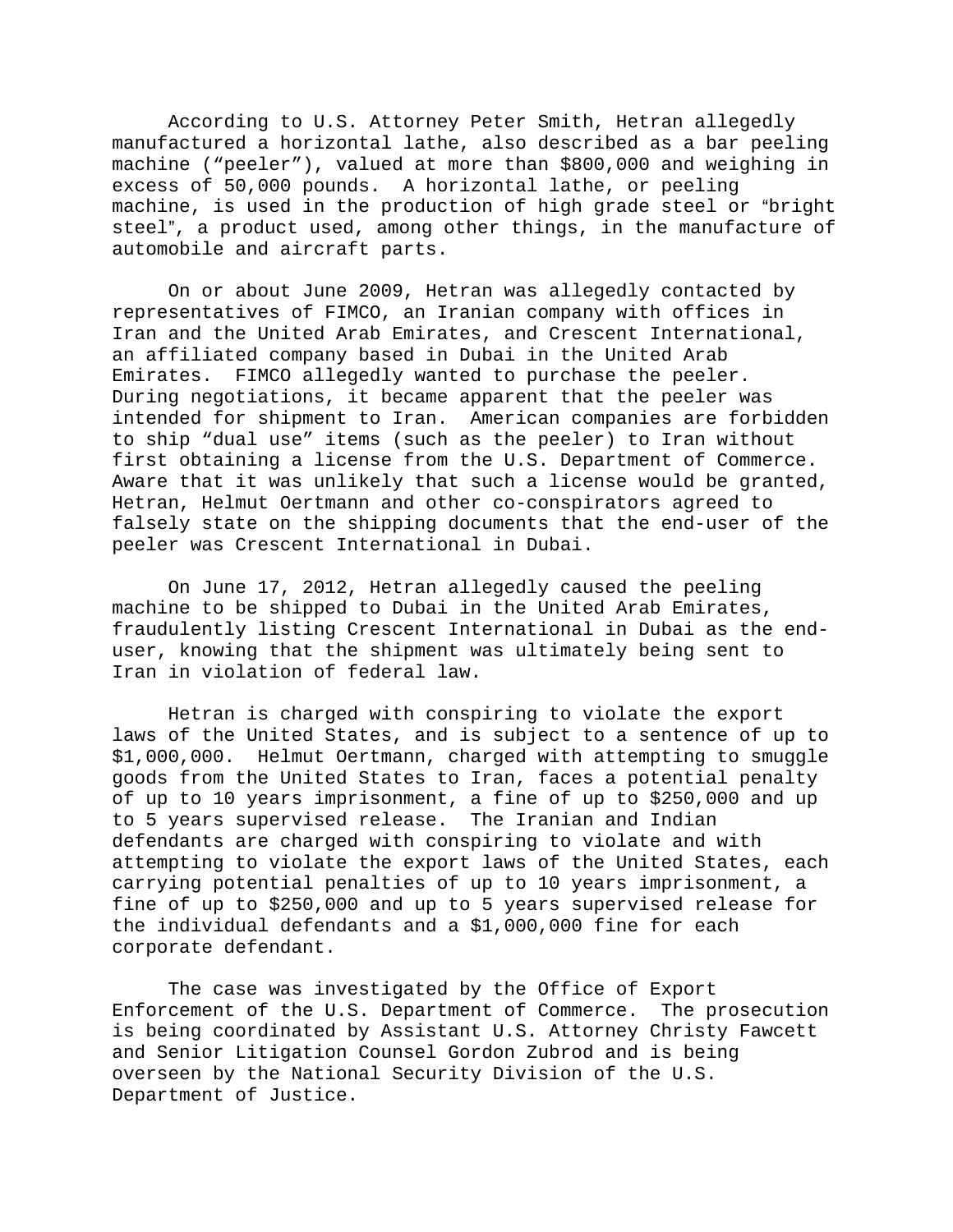According to U.S. Attorney Peter Smith, Hetran allegedly manufactured a horizontal lathe, also described as a bar peeling machine ("peeler"), valued at more than $800,000 and weighing in excess of 50,000 pounds. A horizontal lathe, or peeling machine, is used in the production of high grade steel or "bright steel", a product used, among other things, in the manufacture of automobile and aircraft parts.

On or about June 2009, Hetran was allegedly contacted by representatives of FIMCO, an Iranian company with offices in Iran and the United Arab Emirates, and Crescent International, an affiliated company based in Dubai in the United Arab Emirates. FIMCO allegedly wanted to purchase the peeler. During negotiations, it became apparent that the peeler was intended for shipment to Iran. American companies are forbidden to ship "dual use" items (such as the peeler) to Iran without first obtaining a license from the U.S. Department of Commerce. Aware that it was unlikely that such a license would be granted, Hetran, Helmut Oertmann and other co-conspirators agreed to falsely state on the shipping documents that the end-user of the peeler was Crescent International in Dubai.

On June 17, 2012, Hetran allegedly caused the peeling machine to be shipped to Dubai in the United Arab Emirates, fraudulently listing Crescent International in Dubai as the end-user, knowing that the shipment was ultimately being sent to Iran in violation of federal law.

Hetran is charged with conspiring to violate the export laws of the United States, and is subject to a sentence of up to $1,000,000. Helmut Oertmann, charged with attempting to smuggle goods from the United States to Iran, faces a potential penalty of up to 10 years imprisonment, a fine of up to $250,000 and up to 5 years supervised release. The Iranian and Indian defendants are charged with conspiring to violate and with attempting to violate the export laws of the United States, each carrying potential penalties of up to 10 years imprisonment, a fine of up to $250,000 and up to 5 years supervised release for the individual defendants and a $1,000,000 fine for each corporate defendant.

The case was investigated by the Office of Export Enforcement of the U.S. Department of Commerce. The prosecution is being coordinated by Assistant U.S. Attorney Christy Fawcett and Senior Litigation Counsel Gordon Zubrod and is being overseen by the National Security Division of the U.S. Department of Justice.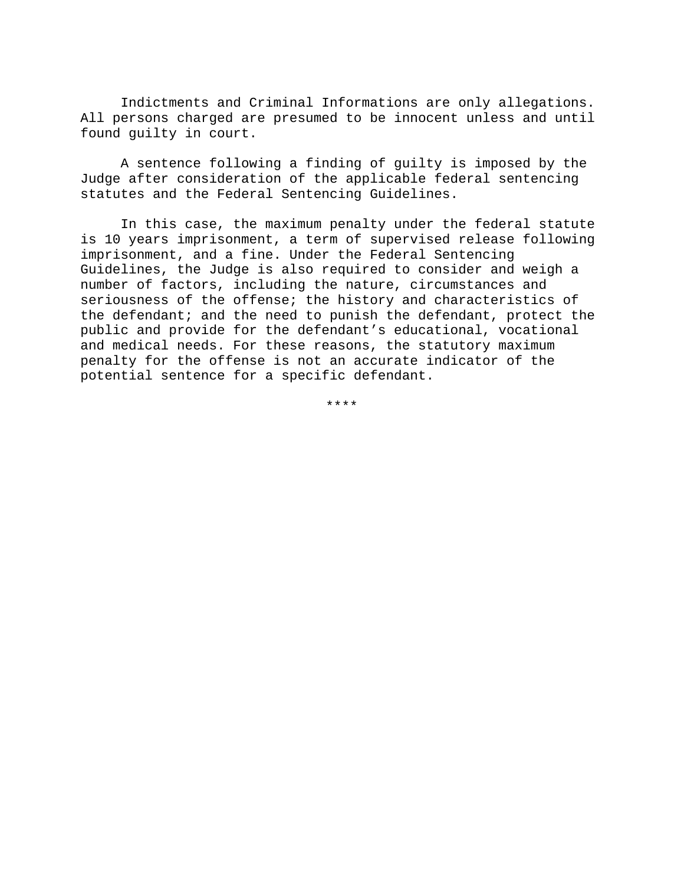Indictments and Criminal Informations are only allegations. All persons charged are presumed to be innocent unless and until found guilty in court.

A sentence following a finding of guilty is imposed by the Judge after consideration of the applicable federal sentencing statutes and the Federal Sentencing Guidelines.

In this case, the maximum penalty under the federal statute is 10 years imprisonment, a term of supervised release following imprisonment, and a fine. Under the Federal Sentencing Guidelines, the Judge is also required to consider and weigh a number of factors, including the nature, circumstances and seriousness of the offense; the history and characteristics of the defendant; and the need to punish the defendant, protect the public and provide for the defendant’s educational, vocational and medical needs. For these reasons, the statutory maximum penalty for the offense is not an accurate indicator of the potential sentence for a specific defendant.

****